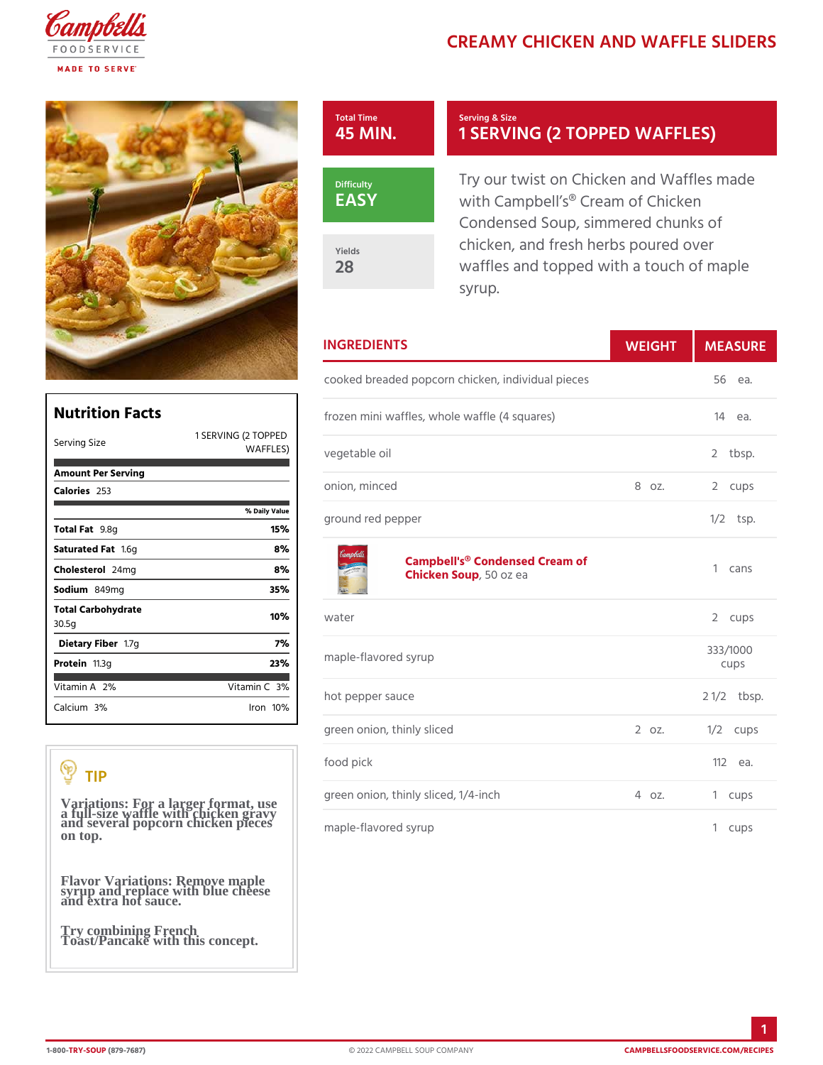# CREAMY CHICKEN AND WAFFLE SLIDERS

**Total Time**
45 MIN.

**Serving & Size**
1 SERVING (2 TOPPED WAFFLES)

**Difficulty**
EASY

**Yields**
28

Try our twist on Chicken and Waffles made with Campbell's® Cream of Chicken Condensed Soup, simmered chunks of chicken, and fresh herbs poured over waffles and topped with a touch of maple syrup.

## INGREDIENTS

| Ingredient | Weight | Measure |
| --- | --- | --- |
| cooked breaded popcorn chicken, individual pieces | | 56 ea. |
| frozen mini waffles, whole waffle (4 squares) | | 14 ea. |
| vegetable oil | | 2 tbsp. |
| onion, minced | 8 oz. | 2 cups |
| ground red pepper | | 1/2 tsp. |
| Campbell's® Condensed Cream of Chicken Soup, 50 oz ea | | 1 cans |
| water | | 2 cups |
| maple-flavored syrup | | 333/1000 cups |
| hot pepper sauce | | 2 1/2 tbsp. |
| green onion, thinly sliced | 2 oz. | 1/2 cups |
| food pick | | 112 ea. |
| green onion, thinly sliced, 1/4-inch | 4 oz. | 1 cups |
| maple-flavored syrup | | 1 cups |

## Nutrition Facts

| Serving Size | 1 SERVING (2 TOPPED WAFFLES) |
| --- | --- |
| **Amount Per Serving** | |
| **Calories** 253 | |
| | **% Daily Value** |
| **Total Fat** 9.8g | 15% |
| **Saturated Fat** 1.6g | 8% |
| **Cholesterol** 24mg | 8% |
| **Sodium** 849mg | 35% |
| **Total Carbohydrate** 30.5g | 10% |
| **Dietary Fiber** 1.7g | 7% |
| **Protein** 11.3g | 23% |
| Vitamin A 2% | Vitamin C 3% |
| Calcium 3% | Iron 10% |

## TIP

Variations: For a larger format, use a full-size waffle with chicken gravy and several popcorn chicken pieces on top.

Flavor Variations: Remove maple syrup and replace with blue cheese and extra hot sauce.

Try combining French Toast/Pancake with this concept.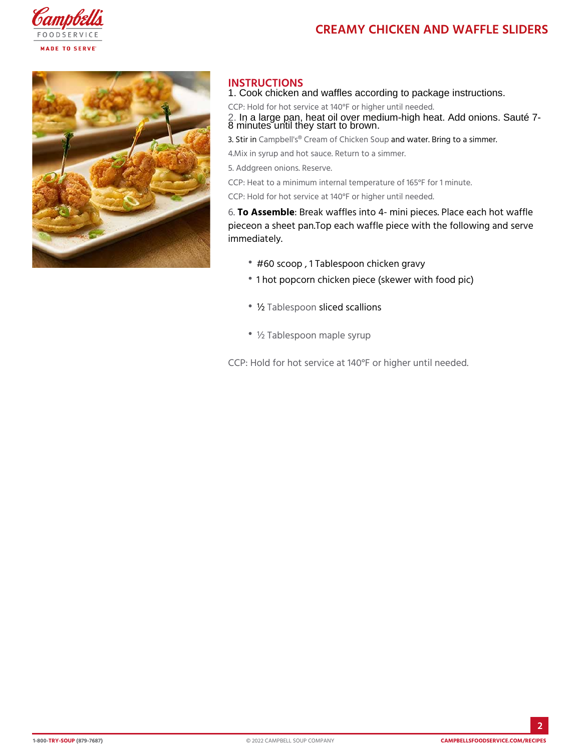# CREAMY CHICKEN AND WAFFLE SLIDERS

## INSTRUCTIONS

1. Cook chicken and waffles according to package instructions.

CCP: Hold for hot service at 140°F or higher until needed.

2. In a large pan, heat oil over medium-high heat. Add onions. Sauté 7-8 minutes until they start to brown.

3. Stir in Campbell's® Cream of Chicken Soup and water. Bring to a simmer.

4.Mix in syrup and hot sauce. Return to a simmer.

5. Addgreen onions. Reserve.

CCP: Heat to a minimum internal temperature of 165°F for 1 minute.

CCP: Hold for hot service at 140°F or higher until needed.

6. **To Assemble**: Break waffles into 4- mini pieces. Place each hot waffle pieceon a sheet pan.Top each waffle piece with the following and serve immediately.

- #60 scoop , 1 Tablespoon chicken gravy
- 1 hot popcorn chicken piece (skewer with food pic)
- ½ Tablespoon sliced scallions
- ½ Tablespoon maple syrup

CCP: Hold for hot service at 140°F or higher until needed.